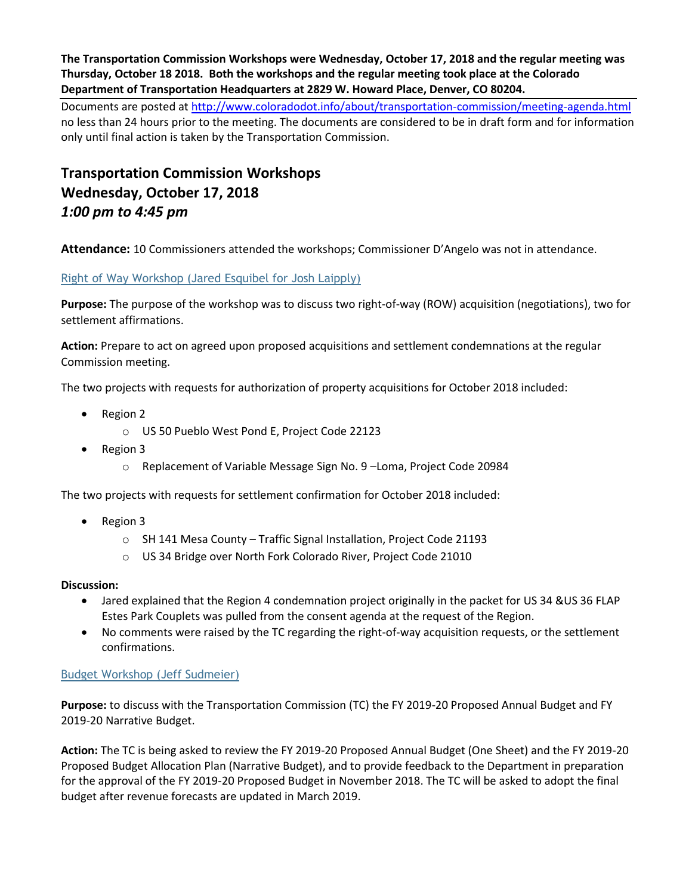**The Transportation Commission Workshops were Wednesday, October 17, 2018 and the regular meeting was Thursday, October 18 2018. Both the workshops and the regular meeting took place at the Colorado Department of Transportation Headquarters at 2829 W. Howard Place, Denver, CO 80204.**

Documents are posted at http://www.coloradodot.info/about/transportation-commission/meeting-agenda.html no less than 24 hours prior to the meeting. The documents are considered to be in draft form and for information only until final action is taken by the Transportation Commission.

## Transportation Commission Workshops
## Wednesday, October 17, 2018
## *1:00 pm to 4:45 pm*

**Attendance:** 10 Commissioners attended the workshops; Commissioner D'Angelo was not in attendance.

### Right of Way Workshop (Jared Esquibel for Josh Laipply)

**Purpose:** The purpose of the workshop was to discuss two right-of-way (ROW) acquisition (negotiations), two for settlement affirmations.

**Action:** Prepare to act on agreed upon proposed acquisitions and settlement condemnations at the regular Commission meeting.

The two projects with requests for authorization of property acquisitions for October 2018 included:

- Region 2
  - US 50 Pueblo West Pond E, Project Code 22123
- Region 3
  - Replacement of Variable Message Sign No. 9 –Loma, Project Code 20984

The two projects with requests for settlement confirmation for October 2018 included:

- Region 3
  - SH 141 Mesa County – Traffic Signal Installation, Project Code 21193
  - US 34 Bridge over North Fork Colorado River, Project Code 21010

**Discussion:**

- Jared explained that the Region 4 condemnation project originally in the packet for US 34 &US 36 FLAP Estes Park Couplets was pulled from the consent agenda at the request of the Region.
- No comments were raised by the TC regarding the right-of-way acquisition requests, or the settlement confirmations.

### Budget Workshop (Jeff Sudmeier)

**Purpose:** to discuss with the Transportation Commission (TC) the FY 2019-20 Proposed Annual Budget and FY 2019-20 Narrative Budget.

**Action:** The TC is being asked to review the FY 2019-20 Proposed Annual Budget (One Sheet) and the FY 2019-20 Proposed Budget Allocation Plan (Narrative Budget), and to provide feedback to the Department in preparation for the approval of the FY 2019-20 Proposed Budget in November 2018. The TC will be asked to adopt the final budget after revenue forecasts are updated in March 2019.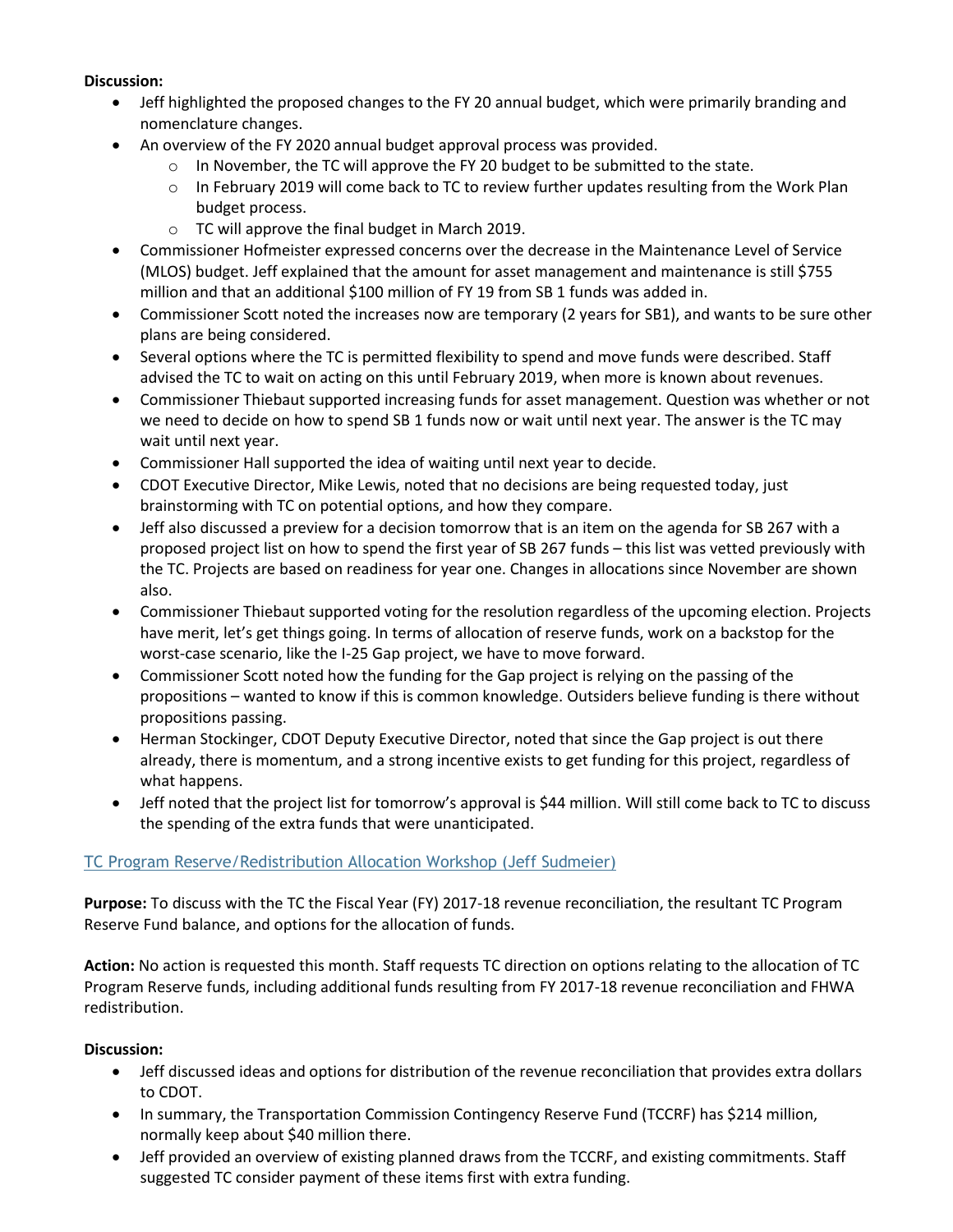**Discussion:**

- Jeff highlighted the proposed changes to the FY 20 annual budget, which were primarily branding and nomenclature changes.
- An overview of the FY 2020 annual budget approval process was provided.
  - In November, the TC will approve the FY 20 budget to be submitted to the state.
  - In February 2019 will come back to TC to review further updates resulting from the Work Plan budget process.
  - TC will approve the final budget in March 2019.
- Commissioner Hofmeister expressed concerns over the decrease in the Maintenance Level of Service (MLOS) budget. Jeff explained that the amount for asset management and maintenance is still $755 million and that an additional $100 million of FY 19 from SB 1 funds was added in.
- Commissioner Scott noted the increases now are temporary (2 years for SB1), and wants to be sure other plans are being considered.
- Several options where the TC is permitted flexibility to spend and move funds were described. Staff advised the TC to wait on acting on this until February 2019, when more is known about revenues.
- Commissioner Thiebaut supported increasing funds for asset management. Question was whether or not we need to decide on how to spend SB 1 funds now or wait until next year. The answer is the TC may wait until next year.
- Commissioner Hall supported the idea of waiting until next year to decide.
- CDOT Executive Director, Mike Lewis, noted that no decisions are being requested today, just brainstorming with TC on potential options, and how they compare.
- Jeff also discussed a preview for a decision tomorrow that is an item on the agenda for SB 267 with a proposed project list on how to spend the first year of SB 267 funds – this list was vetted previously with the TC. Projects are based on readiness for year one. Changes in allocations since November are shown also.
- Commissioner Thiebaut supported voting for the resolution regardless of the upcoming election. Projects have merit, let's get things going. In terms of allocation of reserve funds, work on a backstop for the worst-case scenario, like the I-25 Gap project, we have to move forward.
- Commissioner Scott noted how the funding for the Gap project is relying on the passing of the propositions – wanted to know if this is common knowledge. Outsiders believe funding is there without propositions passing.
- Herman Stockinger, CDOT Deputy Executive Director, noted that since the Gap project is out there already, there is momentum, and a strong incentive exists to get funding for this project, regardless of what happens.
- Jeff noted that the project list for tomorrow's approval is $44 million. Will still come back to TC to discuss the spending of the extra funds that were unanticipated.

## TC Program Reserve/Redistribution Allocation Workshop (Jeff Sudmeier)

**Purpose:** To discuss with the TC the Fiscal Year (FY) 2017-18 revenue reconciliation, the resultant TC Program Reserve Fund balance, and options for the allocation of funds.

**Action:** No action is requested this month. Staff requests TC direction on options relating to the allocation of TC Program Reserve funds, including additional funds resulting from FY 2017-18 revenue reconciliation and FHWA redistribution.

**Discussion:**

- Jeff discussed ideas and options for distribution of the revenue reconciliation that provides extra dollars to CDOT.
- In summary, the Transportation Commission Contingency Reserve Fund (TCCRF) has $214 million, normally keep about $40 million there.
- Jeff provided an overview of existing planned draws from the TCCRF, and existing commitments. Staff suggested TC consider payment of these items first with extra funding.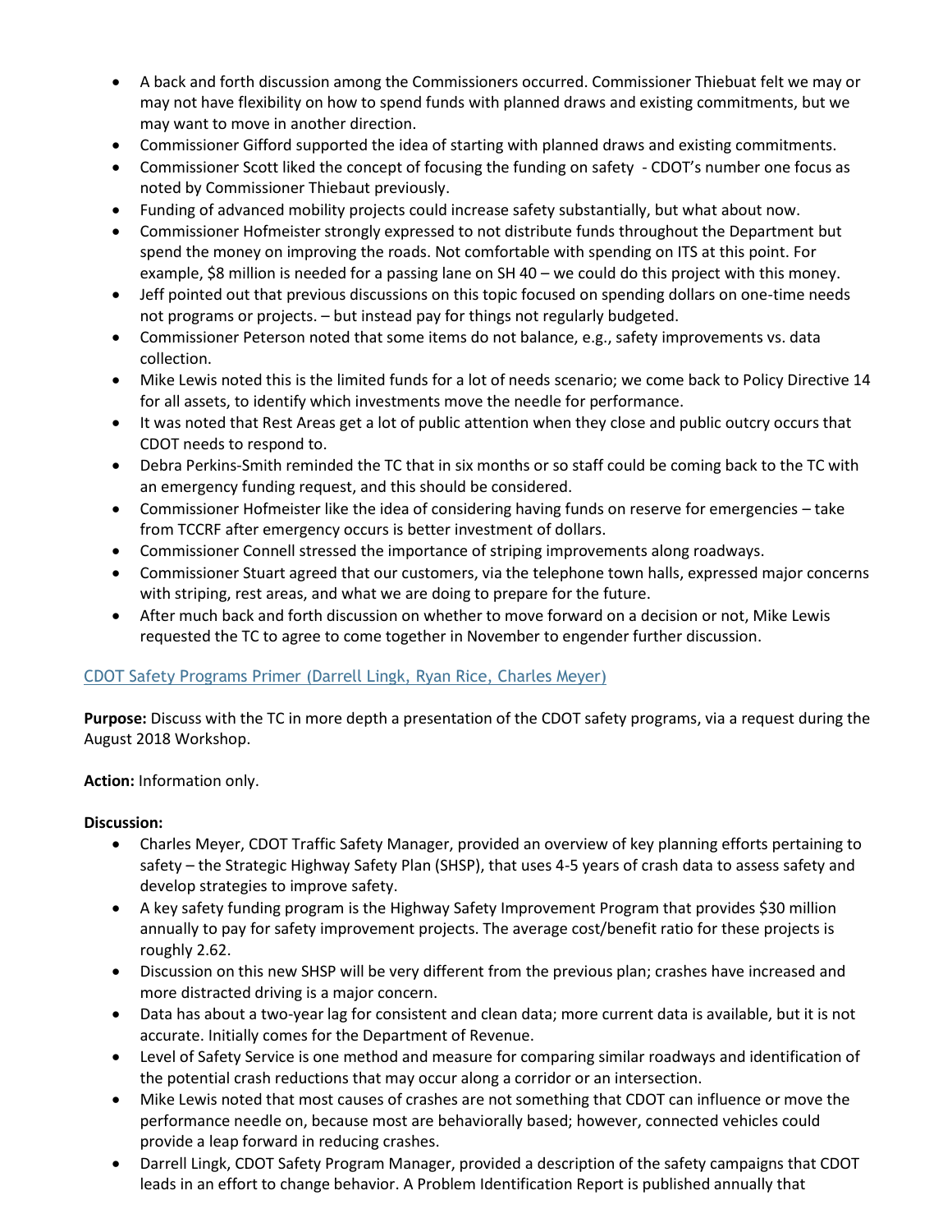- A back and forth discussion among the Commissioners occurred. Commissioner Thiebuat felt we may or may not have flexibility on how to spend funds with planned draws and existing commitments, but we may want to move in another direction.
- Commissioner Gifford supported the idea of starting with planned draws and existing commitments.
- Commissioner Scott liked the concept of focusing the funding on safety - CDOT's number one focus as noted by Commissioner Thiebaut previously.
- Funding of advanced mobility projects could increase safety substantially, but what about now.
- Commissioner Hofmeister strongly expressed to not distribute funds throughout the Department but spend the money on improving the roads. Not comfortable with spending on ITS at this point. For example, $8 million is needed for a passing lane on SH 40 – we could do this project with this money.
- Jeff pointed out that previous discussions on this topic focused on spending dollars on one-time needs not programs or projects. – but instead pay for things not regularly budgeted.
- Commissioner Peterson noted that some items do not balance, e.g., safety improvements vs. data collection.
- Mike Lewis noted this is the limited funds for a lot of needs scenario; we come back to Policy Directive 14 for all assets, to identify which investments move the needle for performance.
- It was noted that Rest Areas get a lot of public attention when they close and public outcry occurs that CDOT needs to respond to.
- Debra Perkins-Smith reminded the TC that in six months or so staff could be coming back to the TC with an emergency funding request, and this should be considered.
- Commissioner Hofmeister like the idea of considering having funds on reserve for emergencies – take from TCCRF after emergency occurs is better investment of dollars.
- Commissioner Connell stressed the importance of striping improvements along roadways.
- Commissioner Stuart agreed that our customers, via the telephone town halls, expressed major concerns with striping, rest areas, and what we are doing to prepare for the future.
- After much back and forth discussion on whether to move forward on a decision or not, Mike Lewis requested the TC to agree to come together in November to engender further discussion.

## CDOT Safety Programs Primer (Darrell Lingk, Ryan Rice, Charles Meyer)

**Purpose:** Discuss with the TC in more depth a presentation of the CDOT safety programs, via a request during the August 2018 Workshop.

**Action:** Information only.

**Discussion:**

- Charles Meyer, CDOT Traffic Safety Manager, provided an overview of key planning efforts pertaining to safety – the Strategic Highway Safety Plan (SHSP), that uses 4-5 years of crash data to assess safety and develop strategies to improve safety.
- A key safety funding program is the Highway Safety Improvement Program that provides $30 million annually to pay for safety improvement projects. The average cost/benefit ratio for these projects is roughly 2.62.
- Discussion on this new SHSP will be very different from the previous plan; crashes have increased and more distracted driving is a major concern.
- Data has about a two-year lag for consistent and clean data; more current data is available, but it is not accurate. Initially comes for the Department of Revenue.
- Level of Safety Service is one method and measure for comparing similar roadways and identification of the potential crash reductions that may occur along a corridor or an intersection.
- Mike Lewis noted that most causes of crashes are not something that CDOT can influence or move the performance needle on, because most are behaviorally based; however, connected vehicles could provide a leap forward in reducing crashes.
- Darrell Lingk, CDOT Safety Program Manager, provided a description of the safety campaigns that CDOT leads in an effort to change behavior. A Problem Identification Report is published annually that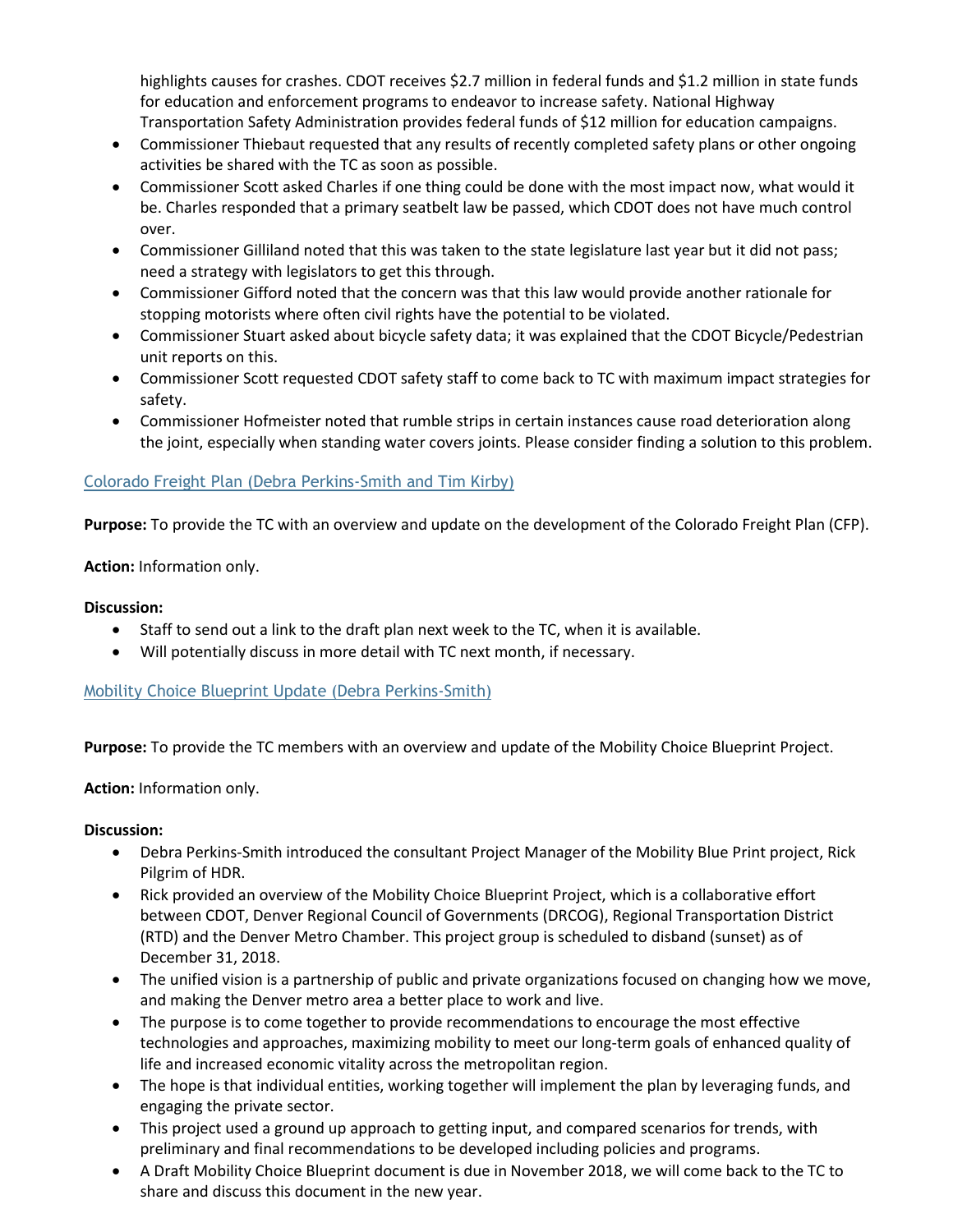highlights causes for crashes. CDOT receives $2.7 million in federal funds and $1.2 million in state funds for education and enforcement programs to endeavor to increase safety. National Highway Transportation Safety Administration provides federal funds of $12 million for education campaigns.

- Commissioner Thiebaut requested that any results of recently completed safety plans or other ongoing activities be shared with the TC as soon as possible.
- Commissioner Scott asked Charles if one thing could be done with the most impact now, what would it be. Charles responded that a primary seatbelt law be passed, which CDOT does not have much control over.
- Commissioner Gilliland noted that this was taken to the state legislature last year but it did not pass; need a strategy with legislators to get this through.
- Commissioner Gifford noted that the concern was that this law would provide another rationale for stopping motorists where often civil rights have the potential to be violated.
- Commissioner Stuart asked about bicycle safety data; it was explained that the CDOT Bicycle/Pedestrian unit reports on this.
- Commissioner Scott requested CDOT safety staff to come back to TC with maximum impact strategies for safety.
- Commissioner Hofmeister noted that rumble strips in certain instances cause road deterioration along the joint, especially when standing water covers joints. Please consider finding a solution to this problem.

## Colorado Freight Plan (Debra Perkins-Smith and Tim Kirby)

**Purpose:** To provide the TC with an overview and update on the development of the Colorado Freight Plan (CFP).

**Action:** Information only.

**Discussion:**

- Staff to send out a link to the draft plan next week to the TC, when it is available.
- Will potentially discuss in more detail with TC next month, if necessary.

## Mobility Choice Blueprint Update (Debra Perkins-Smith)

**Purpose:** To provide the TC members with an overview and update of the Mobility Choice Blueprint Project.

**Action:** Information only.

**Discussion:**

- Debra Perkins-Smith introduced the consultant Project Manager of the Mobility Blue Print project, Rick Pilgrim of HDR.
- Rick provided an overview of the Mobility Choice Blueprint Project, which is a collaborative effort between CDOT, Denver Regional Council of Governments (DRCOG), Regional Transportation District (RTD) and the Denver Metro Chamber. This project group is scheduled to disband (sunset) as of December 31, 2018.
- The unified vision is a partnership of public and private organizations focused on changing how we move, and making the Denver metro area a better place to work and live.
- The purpose is to come together to provide recommendations to encourage the most effective technologies and approaches, maximizing mobility to meet our long-term goals of enhanced quality of life and increased economic vitality across the metropolitan region.
- The hope is that individual entities, working together will implement the plan by leveraging funds, and engaging the private sector.
- This project used a ground up approach to getting input, and compared scenarios for trends, with preliminary and final recommendations to be developed including policies and programs.
- A Draft Mobility Choice Blueprint document is due in November 2018, we will come back to the TC to share and discuss this document in the new year.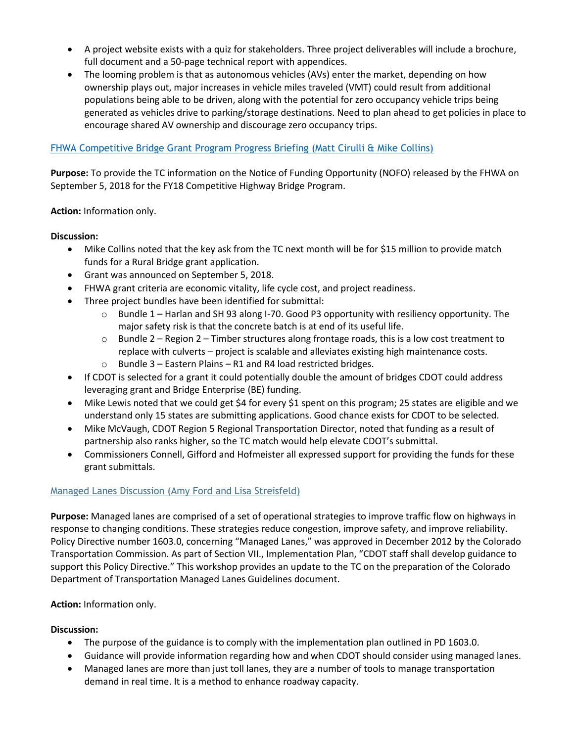- A project website exists with a quiz for stakeholders. Three project deliverables will include a brochure, full document and a 50-page technical report with appendices.
- The looming problem is that as autonomous vehicles (AVs) enter the market, depending on how ownership plays out, major increases in vehicle miles traveled (VMT) could result from additional populations being able to be driven, along with the potential for zero occupancy vehicle trips being generated as vehicles drive to parking/storage destinations. Need to plan ahead to get policies in place to encourage shared AV ownership and discourage zero occupancy trips.

## FHWA Competitive Bridge Grant Program Progress Briefing (Matt Cirulli & Mike Collins)

**Purpose:** To provide the TC information on the Notice of Funding Opportunity (NOFO) released by the FHWA on September 5, 2018 for the FY18 Competitive Highway Bridge Program.

**Action:** Information only.

**Discussion:**

- Mike Collins noted that the key ask from the TC next month will be for $15 million to provide match funds for a Rural Bridge grant application.
- Grant was announced on September 5, 2018.
- FHWA grant criteria are economic vitality, life cycle cost, and project readiness.
- Three project bundles have been identified for submittal:
  - Bundle 1 – Harlan and SH 93 along I-70. Good P3 opportunity with resiliency opportunity. The major safety risk is that the concrete batch is at end of its useful life.
  - Bundle 2 – Region 2 – Timber structures along frontage roads, this is a low cost treatment to replace with culverts – project is scalable and alleviates existing high maintenance costs.
  - Bundle 3 – Eastern Plains – R1 and R4 load restricted bridges.
- If CDOT is selected for a grant it could potentially double the amount of bridges CDOT could address leveraging grant and Bridge Enterprise (BE) funding.
- Mike Lewis noted that we could get $4 for every $1 spent on this program; 25 states are eligible and we understand only 15 states are submitting applications. Good chance exists for CDOT to be selected.
- Mike McVaugh, CDOT Region 5 Regional Transportation Director, noted that funding as a result of partnership also ranks higher, so the TC match would help elevate CDOT's submittal.
- Commissioners Connell, Gifford and Hofmeister all expressed support for providing the funds for these grant submittals.

## Managed Lanes Discussion (Amy Ford and Lisa Streisfeld)

**Purpose:** Managed lanes are comprised of a set of operational strategies to improve traffic flow on highways in response to changing conditions. These strategies reduce congestion, improve safety, and improve reliability. Policy Directive number 1603.0, concerning "Managed Lanes," was approved in December 2012 by the Colorado Transportation Commission. As part of Section VII., Implementation Plan, "CDOT staff shall develop guidance to support this Policy Directive." This workshop provides an update to the TC on the preparation of the Colorado Department of Transportation Managed Lanes Guidelines document.

**Action:** Information only.

**Discussion:**

- The purpose of the guidance is to comply with the implementation plan outlined in PD 1603.0.
- Guidance will provide information regarding how and when CDOT should consider using managed lanes.
- Managed lanes are more than just toll lanes, they are a number of tools to manage transportation demand in real time. It is a method to enhance roadway capacity.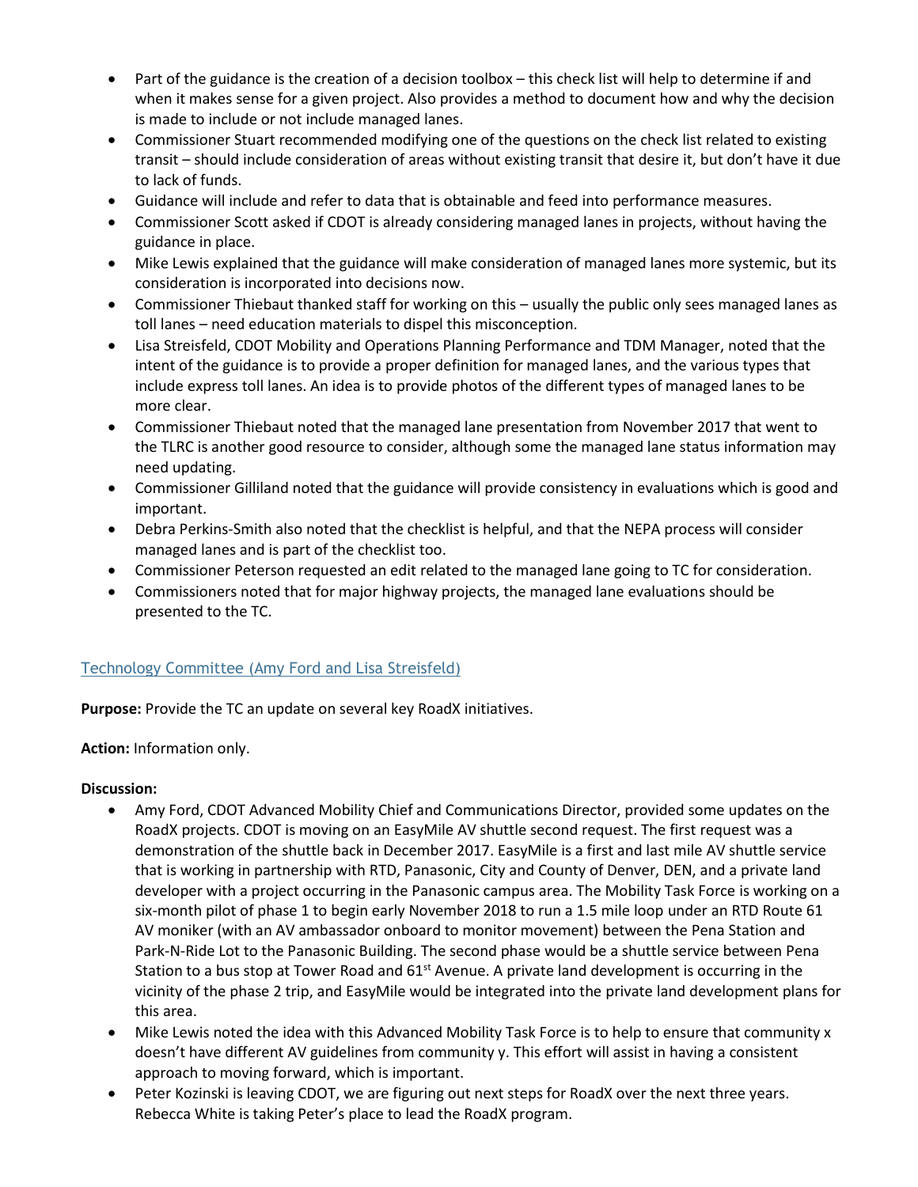- Part of the guidance is the creation of a decision toolbox – this check list will help to determine if and when it makes sense for a given project. Also provides a method to document how and why the decision is made to include or not include managed lanes.
- Commissioner Stuart recommended modifying one of the questions on the check list related to existing transit – should include consideration of areas without existing transit that desire it, but don't have it due to lack of funds.
- Guidance will include and refer to data that is obtainable and feed into performance measures.
- Commissioner Scott asked if CDOT is already considering managed lanes in projects, without having the guidance in place.
- Mike Lewis explained that the guidance will make consideration of managed lanes more systemic, but its consideration is incorporated into decisions now.
- Commissioner Thiebaut thanked staff for working on this – usually the public only sees managed lanes as toll lanes – need education materials to dispel this misconception.
- Lisa Streisfeld, CDOT Mobility and Operations Planning Performance and TDM Manager, noted that the intent of the guidance is to provide a proper definition for managed lanes, and the various types that include express toll lanes. An idea is to provide photos of the different types of managed lanes to be more clear.
- Commissioner Thiebaut noted that the managed lane presentation from November 2017 that went to the TLRC is another good resource to consider, although some the managed lane status information may need updating.
- Commissioner Gilliland noted that the guidance will provide consistency in evaluations which is good and important.
- Debra Perkins-Smith also noted that the checklist is helpful, and that the NEPA process will consider managed lanes and is part of the checklist too.
- Commissioner Peterson requested an edit related to the managed lane going to TC for consideration.
- Commissioners noted that for major highway projects, the managed lane evaluations should be presented to the TC.

## Technology Committee (Amy Ford and Lisa Streisfeld)

**Purpose:** Provide the TC an update on several key RoadX initiatives.

**Action:** Information only.

**Discussion:**

- Amy Ford, CDOT Advanced Mobility Chief and Communications Director, provided some updates on the RoadX projects. CDOT is moving on an EasyMile AV shuttle second request. The first request was a demonstration of the shuttle back in December 2017. EasyMile is a first and last mile AV shuttle service that is working in partnership with RTD, Panasonic, City and County of Denver, DEN, and a private land developer with a project occurring in the Panasonic campus area. The Mobility Task Force is working on a six-month pilot of phase 1 to begin early November 2018 to run a 1.5 mile loop under an RTD Route 61 AV moniker (with an AV ambassador onboard to monitor movement) between the Pena Station and Park-N-Ride Lot to the Panasonic Building. The second phase would be a shuttle service between Pena Station to a bus stop at Tower Road and 61st Avenue. A private land development is occurring in the vicinity of the phase 2 trip, and EasyMile would be integrated into the private land development plans for this area.
- Mike Lewis noted the idea with this Advanced Mobility Task Force is to help to ensure that community x doesn't have different AV guidelines from community y. This effort will assist in having a consistent approach to moving forward, which is important.
- Peter Kozinski is leaving CDOT, we are figuring out next steps for RoadX over the next three years. Rebecca White is taking Peter's place to lead the RoadX program.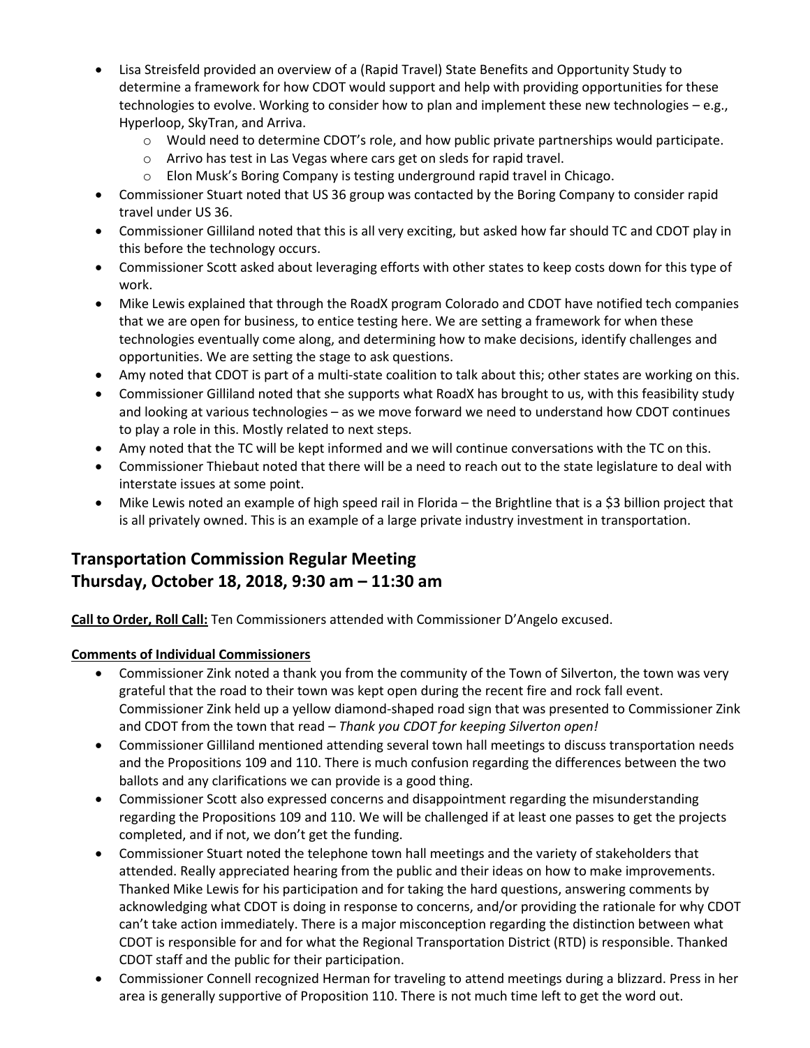- Lisa Streisfeld provided an overview of a (Rapid Travel) State Benefits and Opportunity Study to determine a framework for how CDOT would support and help with providing opportunities for these technologies to evolve. Working to consider how to plan and implement these new technologies – e.g., Hyperloop, SkyTran, and Arriva.
  - Would need to determine CDOT's role, and how public private partnerships would participate.
  - Arrivo has test in Las Vegas where cars get on sleds for rapid travel.
  - Elon Musk's Boring Company is testing underground rapid travel in Chicago.
- Commissioner Stuart noted that US 36 group was contacted by the Boring Company to consider rapid travel under US 36.
- Commissioner Gilliland noted that this is all very exciting, but asked how far should TC and CDOT play in this before the technology occurs.
- Commissioner Scott asked about leveraging efforts with other states to keep costs down for this type of work.
- Mike Lewis explained that through the RoadX program Colorado and CDOT have notified tech companies that we are open for business, to entice testing here. We are setting a framework for when these technologies eventually come along, and determining how to make decisions, identify challenges and opportunities. We are setting the stage to ask questions.
- Amy noted that CDOT is part of a multi-state coalition to talk about this; other states are working on this.
- Commissioner Gilliland noted that she supports what RoadX has brought to us, with this feasibility study and looking at various technologies – as we move forward we need to understand how CDOT continues to play a role in this. Mostly related to next steps.
- Amy noted that the TC will be kept informed and we will continue conversations with the TC on this.
- Commissioner Thiebaut noted that there will be a need to reach out to the state legislature to deal with interstate issues at some point.
- Mike Lewis noted an example of high speed rail in Florida – the Brightline that is a $3 billion project that is all privately owned. This is an example of a large private industry investment in transportation.

## Transportation Commission Regular Meeting
## Thursday, October 18, 2018, 9:30 am – 11:30 am

**Call to Order, Roll Call:** Ten Commissioners attended with Commissioner D'Angelo excused.

**Comments of Individual Commissioners**

- Commissioner Zink noted a thank you from the community of the Town of Silverton, the town was very grateful that the road to their town was kept open during the recent fire and rock fall event. Commissioner Zink held up a yellow diamond-shaped road sign that was presented to Commissioner Zink and CDOT from the town that read – *Thank you CDOT for keeping Silverton open!*
- Commissioner Gilliland mentioned attending several town hall meetings to discuss transportation needs and the Propositions 109 and 110. There is much confusion regarding the differences between the two ballots and any clarifications we can provide is a good thing.
- Commissioner Scott also expressed concerns and disappointment regarding the misunderstanding regarding the Propositions 109 and 110. We will be challenged if at least one passes to get the projects completed, and if not, we don't get the funding.
- Commissioner Stuart noted the telephone town hall meetings and the variety of stakeholders that attended. Really appreciated hearing from the public and their ideas on how to make improvements. Thanked Mike Lewis for his participation and for taking the hard questions, answering comments by acknowledging what CDOT is doing in response to concerns, and/or providing the rationale for why CDOT can't take action immediately. There is a major misconception regarding the distinction between what CDOT is responsible for and for what the Regional Transportation District (RTD) is responsible. Thanked CDOT staff and the public for their participation.
- Commissioner Connell recognized Herman for traveling to attend meetings during a blizzard. Press in her area is generally supportive of Proposition 110. There is not much time left to get the word out.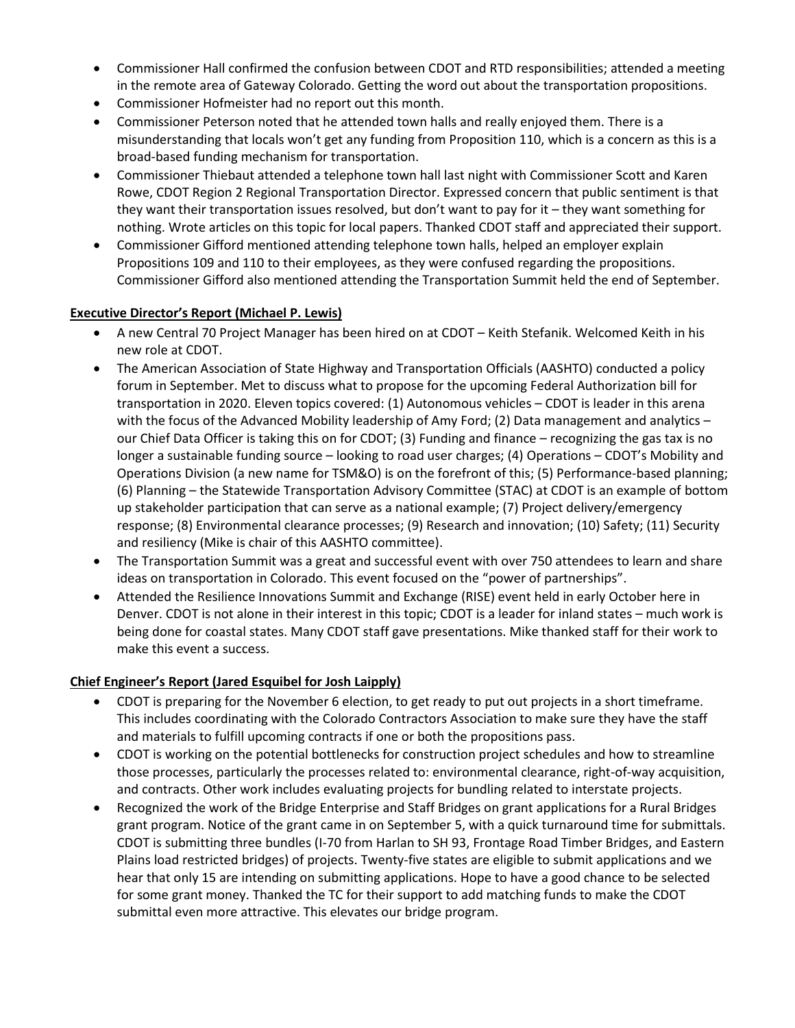- Commissioner Hall confirmed the confusion between CDOT and RTD responsibilities; attended a meeting in the remote area of Gateway Colorado. Getting the word out about the transportation propositions.
- Commissioner Hofmeister had no report out this month.
- Commissioner Peterson noted that he attended town halls and really enjoyed them. There is a misunderstanding that locals won't get any funding from Proposition 110, which is a concern as this is a broad-based funding mechanism for transportation.
- Commissioner Thiebaut attended a telephone town hall last night with Commissioner Scott and Karen Rowe, CDOT Region 2 Regional Transportation Director. Expressed concern that public sentiment is that they want their transportation issues resolved, but don't want to pay for it – they want something for nothing. Wrote articles on this topic for local papers. Thanked CDOT staff and appreciated their support.
- Commissioner Gifford mentioned attending telephone town halls, helped an employer explain Propositions 109 and 110 to their employees, as they were confused regarding the propositions. Commissioner Gifford also mentioned attending the Transportation Summit held the end of September.

**Executive Director's Report (Michael P. Lewis)**

- A new Central 70 Project Manager has been hired on at CDOT – Keith Stefanik. Welcomed Keith in his new role at CDOT.
- The American Association of State Highway and Transportation Officials (AASHTO) conducted a policy forum in September. Met to discuss what to propose for the upcoming Federal Authorization bill for transportation in 2020. Eleven topics covered: (1) Autonomous vehicles – CDOT is leader in this arena with the focus of the Advanced Mobility leadership of Amy Ford; (2) Data management and analytics – our Chief Data Officer is taking this on for CDOT; (3) Funding and finance – recognizing the gas tax is no longer a sustainable funding source – looking to road user charges; (4) Operations – CDOT's Mobility and Operations Division (a new name for TSM&O) is on the forefront of this; (5) Performance-based planning; (6) Planning – the Statewide Transportation Advisory Committee (STAC) at CDOT is an example of bottom up stakeholder participation that can serve as a national example; (7) Project delivery/emergency response; (8) Environmental clearance processes; (9) Research and innovation; (10) Safety; (11) Security and resiliency (Mike is chair of this AASHTO committee).
- The Transportation Summit was a great and successful event with over 750 attendees to learn and share ideas on transportation in Colorado. This event focused on the "power of partnerships".
- Attended the Resilience Innovations Summit and Exchange (RISE) event held in early October here in Denver. CDOT is not alone in their interest in this topic; CDOT is a leader for inland states – much work is being done for coastal states. Many CDOT staff gave presentations. Mike thanked staff for their work to make this event a success.

**Chief Engineer's Report (Jared Esquibel for Josh Laipply)**

- CDOT is preparing for the November 6 election, to get ready to put out projects in a short timeframe. This includes coordinating with the Colorado Contractors Association to make sure they have the staff and materials to fulfill upcoming contracts if one or both the propositions pass.
- CDOT is working on the potential bottlenecks for construction project schedules and how to streamline those processes, particularly the processes related to: environmental clearance, right-of-way acquisition, and contracts. Other work includes evaluating projects for bundling related to interstate projects.
- Recognized the work of the Bridge Enterprise and Staff Bridges on grant applications for a Rural Bridges grant program. Notice of the grant came in on September 5, with a quick turnaround time for submittals. CDOT is submitting three bundles (I-70 from Harlan to SH 93, Frontage Road Timber Bridges, and Eastern Plains load restricted bridges) of projects. Twenty-five states are eligible to submit applications and we hear that only 15 are intending on submitting applications. Hope to have a good chance to be selected for some grant money. Thanked the TC for their support to add matching funds to make the CDOT submittal even more attractive. This elevates our bridge program.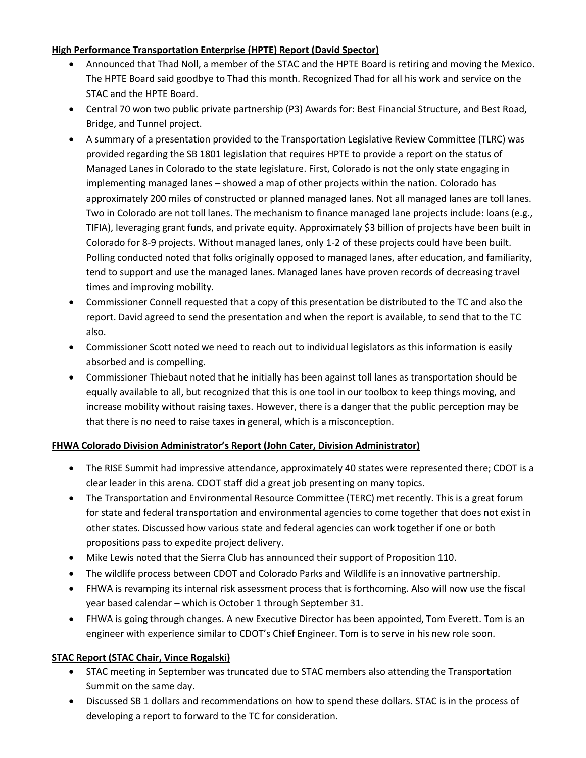**High Performance Transportation Enterprise (HPTE) Report (David Spector)**

- Announced that Thad Noll, a member of the STAC and the HPTE Board is retiring and moving the Mexico. The HPTE Board said goodbye to Thad this month. Recognized Thad for all his work and service on the STAC and the HPTE Board.
- Central 70 won two public private partnership (P3) Awards for: Best Financial Structure, and Best Road, Bridge, and Tunnel project.
- A summary of a presentation provided to the Transportation Legislative Review Committee (TLRC) was provided regarding the SB 1801 legislation that requires HPTE to provide a report on the status of Managed Lanes in Colorado to the state legislature. First, Colorado is not the only state engaging in implementing managed lanes – showed a map of other projects within the nation. Colorado has approximately 200 miles of constructed or planned managed lanes. Not all managed lanes are toll lanes. Two in Colorado are not toll lanes. The mechanism to finance managed lane projects include: loans (e.g., TIFIA), leveraging grant funds, and private equity. Approximately $3 billion of projects have been built in Colorado for 8-9 projects. Without managed lanes, only 1-2 of these projects could have been built. Polling conducted noted that folks originally opposed to managed lanes, after education, and familiarity, tend to support and use the managed lanes. Managed lanes have proven records of decreasing travel times and improving mobility.
- Commissioner Connell requested that a copy of this presentation be distributed to the TC and also the report. David agreed to send the presentation and when the report is available, to send that to the TC also.
- Commissioner Scott noted we need to reach out to individual legislators as this information is easily absorbed and is compelling.
- Commissioner Thiebaut noted that he initially has been against toll lanes as transportation should be equally available to all, but recognized that this is one tool in our toolbox to keep things moving, and increase mobility without raising taxes. However, there is a danger that the public perception may be that there is no need to raise taxes in general, which is a misconception.

**FHWA Colorado Division Administrator's Report (John Cater, Division Administrator)**

- The RISE Summit had impressive attendance, approximately 40 states were represented there; CDOT is a clear leader in this arena. CDOT staff did a great job presenting on many topics.
- The Transportation and Environmental Resource Committee (TERC) met recently. This is a great forum for state and federal transportation and environmental agencies to come together that does not exist in other states. Discussed how various state and federal agencies can work together if one or both propositions pass to expedite project delivery.
- Mike Lewis noted that the Sierra Club has announced their support of Proposition 110.
- The wildlife process between CDOT and Colorado Parks and Wildlife is an innovative partnership.
- FHWA is revamping its internal risk assessment process that is forthcoming. Also will now use the fiscal year based calendar – which is October 1 through September 31.
- FHWA is going through changes. A new Executive Director has been appointed, Tom Everett. Tom is an engineer with experience similar to CDOT's Chief Engineer. Tom is to serve in his new role soon.

**STAC Report (STAC Chair, Vince Rogalski)**

- STAC meeting in September was truncated due to STAC members also attending the Transportation Summit on the same day.
- Discussed SB 1 dollars and recommendations on how to spend these dollars. STAC is in the process of developing a report to forward to the TC for consideration.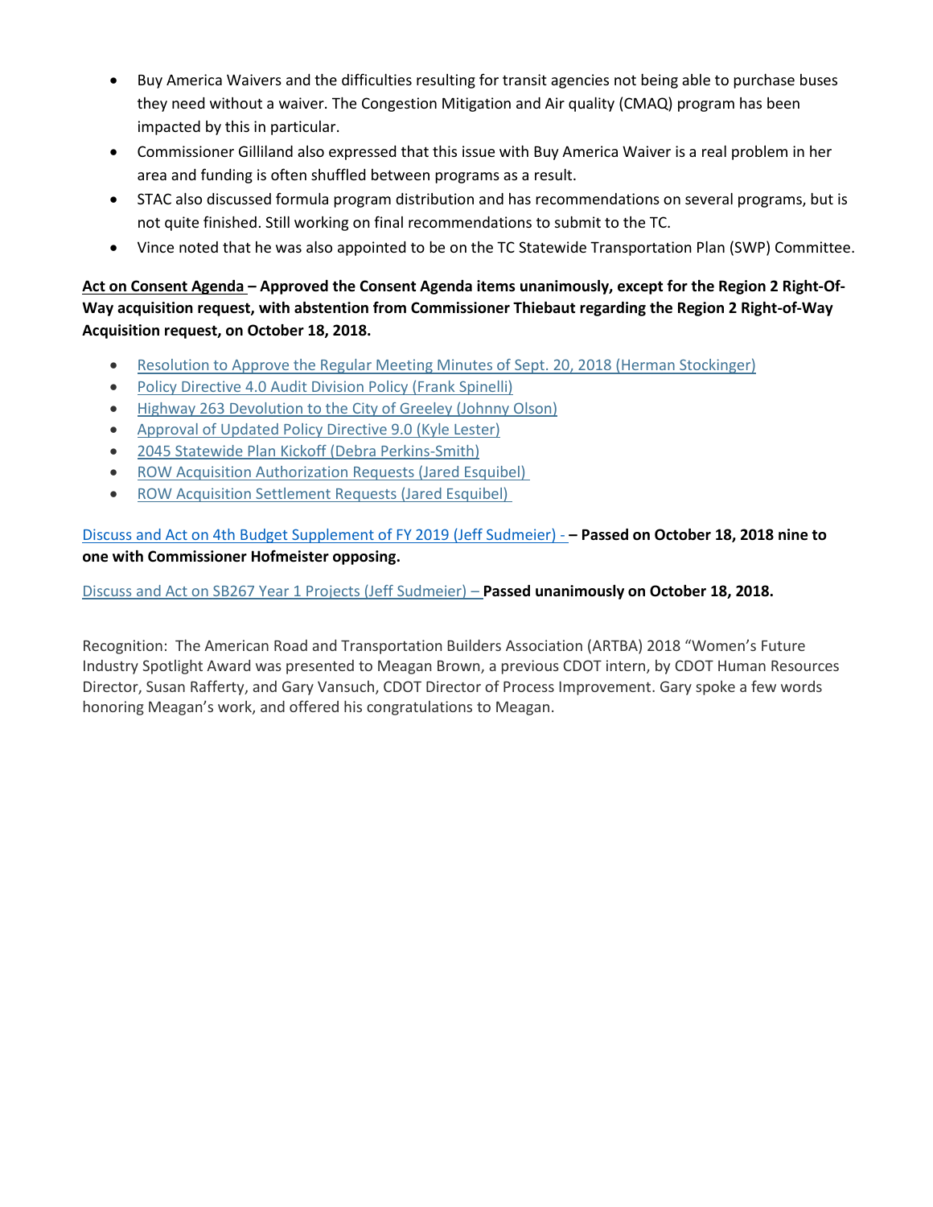- Buy America Waivers and the difficulties resulting for transit agencies not being able to purchase buses they need without a waiver. The Congestion Mitigation and Air quality (CMAQ) program has been impacted by this in particular.
- Commissioner Gilliland also expressed that this issue with Buy America Waiver is a real problem in her area and funding is often shuffled between programs as a result.
- STAC also discussed formula program distribution and has recommendations on several programs, but is not quite finished. Still working on final recommendations to submit to the TC.
- Vince noted that he was also appointed to be on the TC Statewide Transportation Plan (SWP) Committee.

**Act on Consent Agenda – Approved the Consent Agenda items unanimously, except for the Region 2 Right-Of-Way acquisition request, with abstention from Commissioner Thiebaut regarding the Region 2 Right-of-Way Acquisition request, on October 18, 2018.**

- Resolution to Approve the Regular Meeting Minutes of Sept. 20, 2018 (Herman Stockinger)
- Policy Directive 4.0 Audit Division Policy (Frank Spinelli)
- Highway 263 Devolution to the City of Greeley (Johnny Olson)
- Approval of Updated Policy Directive 9.0 (Kyle Lester)
- 2045 Statewide Plan Kickoff (Debra Perkins-Smith)
- ROW Acquisition Authorization Requests (Jared Esquibel)
- ROW Acquisition Settlement Requests (Jared Esquibel)

Discuss and Act on 4th Budget Supplement of FY 2019 (Jeff Sudmeier) - **– Passed on October 18, 2018 nine to one with Commissioner Hofmeister opposing.**

Discuss and Act on SB267 Year 1 Projects (Jeff Sudmeier) – **Passed unanimously on October 18, 2018.**

Recognition: The American Road and Transportation Builders Association (ARTBA) 2018 "Women's Future Industry Spotlight Award was presented to Meagan Brown, a previous CDOT intern, by CDOT Human Resources Director, Susan Rafferty, and Gary Vansuch, CDOT Director of Process Improvement. Gary spoke a few words honoring Meagan's work, and offered his congratulations to Meagan.